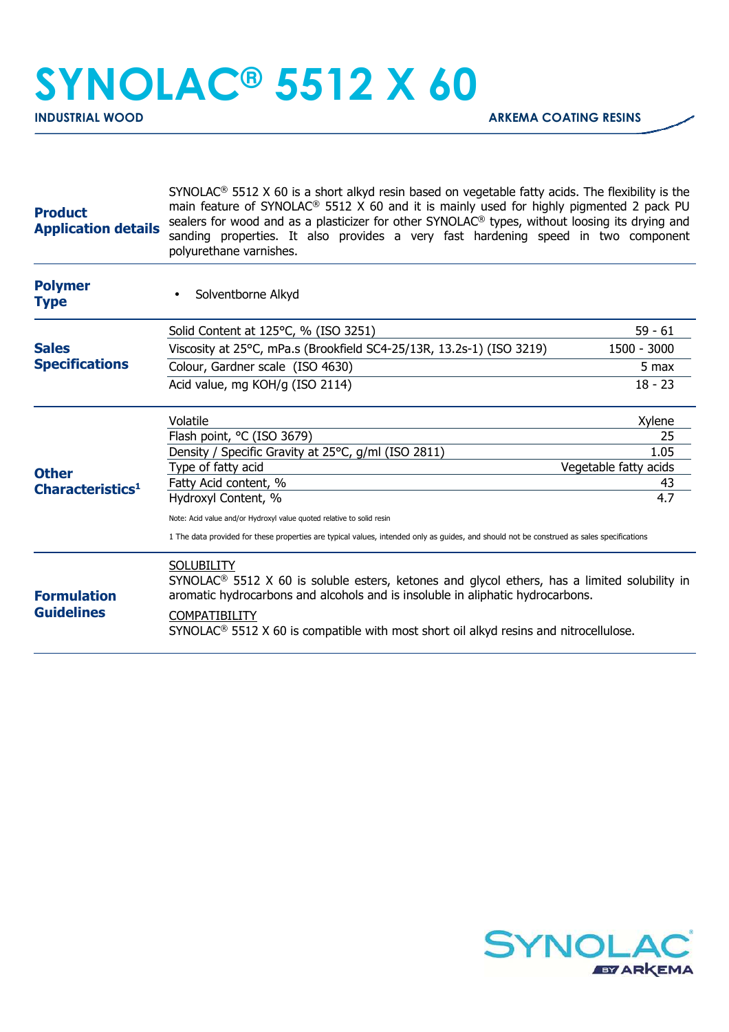# SYNOLAC® 5512 X 60

**INDUSTRIAL WOOD** — **ARKEMA COATING RESINS**

## Product Application details

SYNOLAC® 5512 X 60 is a short alkyd resin based on vegetable fatty acids. The flexibility is the main feature of SYNOLAC® 5512 X 60 and it is mainly used for highly pigmented 2 pack PU sealers for wood and as a plasticizer for other SYNOLAC® types, without loosing its drying and sanding properties. It also provides a very fast hardening speed in two component polyurethane varnishes.

## Polymer Type

- Solventborne Alkyd

## Sales Specifications

| Property | Value |
|---|---|
| Solid Content at 125°C, % (ISO 3251) | 59 - 61 |
| Viscosity at 25°C, mPa.s (Brookfield SC4-25/13R, 13.2s-1) (ISO 3219) | 1500 - 3000 |
| Colour, Gardner scale (ISO 4630) | 5 max |
| Acid value, mg KOH/g (ISO 2114) | 18 - 23 |

## Other Characteristics[1]

| Property | Value |
|---|---|
| Volatile | Xylene |
| Flash point, °C (ISO 3679) | 25 |
| Density / Specific Gravity at 25°C, g/ml (ISO 2811) | 1.05 |
| Type of fatty acid | Vegetable fatty acids |
| Fatty Acid content, % | 43 |
| Hydroxyl Content, % | 4.7 |

Note: Acid value and/or Hydroxyl value quoted relative to solid resin

1 The data provided for these properties are typical values, intended only as guides, and should not be construed as sales specifications

## Formulation Guidelines

SOLUBILITY

SYNOLAC® 5512 X 60 is soluble esters, ketones and glycol ethers, has a limited solubility in aromatic hydrocarbons and alcohols and is insoluble in aliphatic hydrocarbons.

COMPATIBILITY

SYNOLAC® 5512 X 60 is compatible with most short oil alkyd resins and nitrocellulose.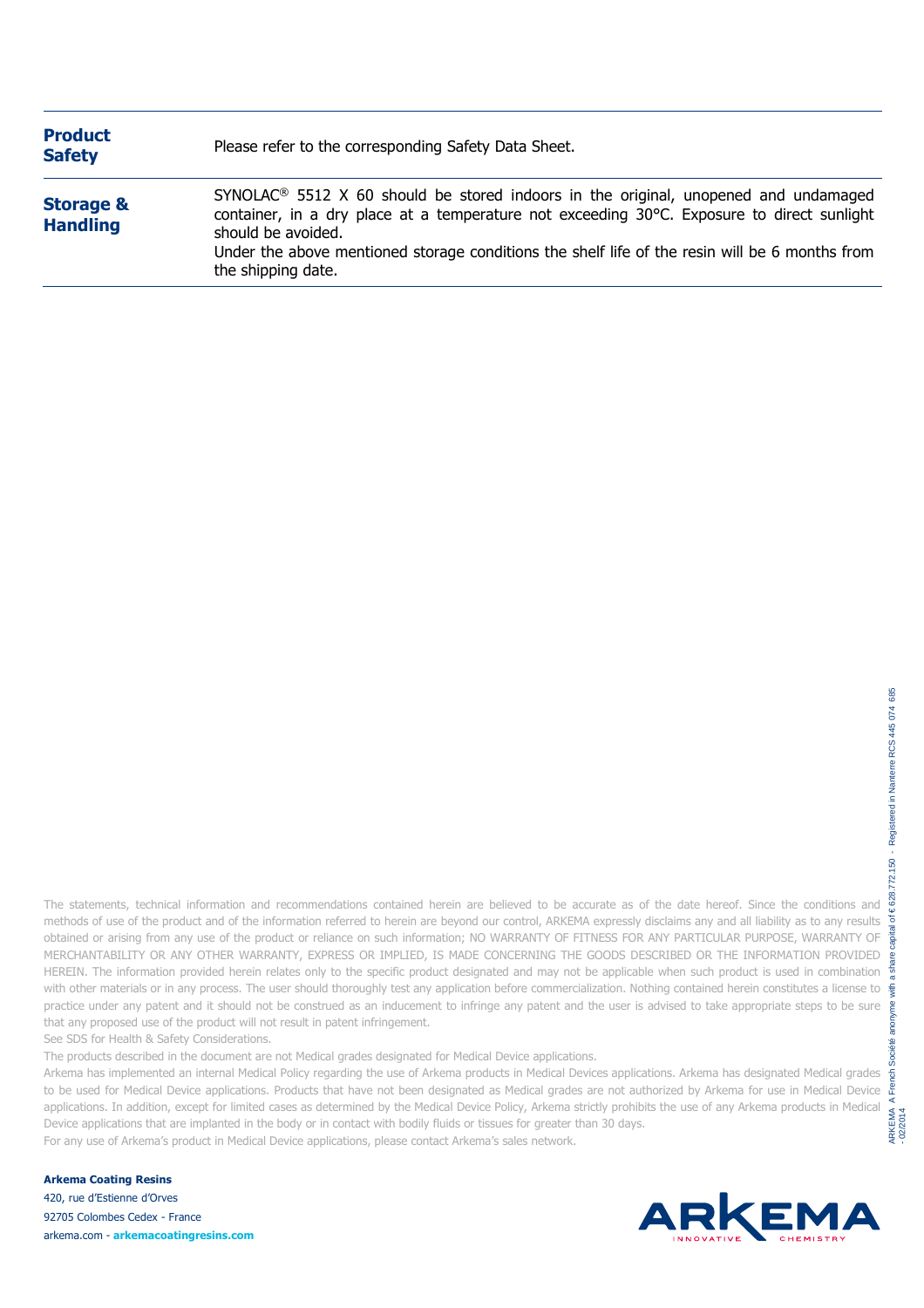| | |
|---|---|
| **Product Safety** | Please refer to the corresponding Safety Data Sheet. |
| **Storage & Handling** | SYNOLAC® 5512 X 60 should be stored indoors in the original, unopened and undamaged container, in a dry place at a temperature not exceeding 30°C. Exposure to direct sunlight should be avoided.<br>Under the above mentioned storage conditions the shelf life of the resin will be 6 months from the shipping date. |

The statements, technical information and recommendations contained herein are believed to be accurate as of the date hereof. Since the conditions and methods of use of the product and of the information referred to herein are beyond our control, ARKEMA expressly disclaims any and all liability as to any results obtained or arising from any use of the product or reliance on such information; NO WARRANTY OF FITNESS FOR ANY PARTICULAR PURPOSE, WARRANTY OF MERCHANTABILITY OR ANY OTHER WARRANTY, EXPRESS OR IMPLIED, IS MADE CONCERNING THE GOODS DESCRIBED OR THE INFORMATION PROVIDED HEREIN. The information provided herein relates only to the specific product designated and may not be applicable when such product is used in combination with other materials or in any process. The user should thoroughly test any application before commercialization. Nothing contained herein constitutes a license to practice under any patent and it should not be construed as an inducement to infringe any patent and the user is advised to take appropriate steps to be sure that any proposed use of the product will not result in patent infringement.

See SDS for Health & Safety Considerations.

The products described in the document are not Medical grades designated for Medical Device applications.

Arkema has implemented an internal Medical Policy regarding the use of Arkema products in Medical Devices applications. Arkema has designated Medical grades to be used for Medical Device applications. Products that have not been designated as Medical grades are not authorized by Arkema for use in Medical Device applications. In addition, except for limited cases as determined by the Medical Device Policy, Arkema strictly prohibits the use of any Arkema products in Medical Device applications that are implanted in the body or in contact with bodily fluids or tissues for greater than 30 days.

For any use of Arkema's product in Medical Device applications, please contact Arkema's sales network.

ARKEMA A French Société anonyme with a share capital of € 628.772.150 - Registered in Nanterre RCS 445 074 685 - 02/2014

**Arkema Coating Resins**
420, rue d'Estienne d'Orves
92705 Colombes Cedex - France
arkema.com - **arkemacoatingresins.com**

ARKEMA INNOVATIVE CHEMISTRY